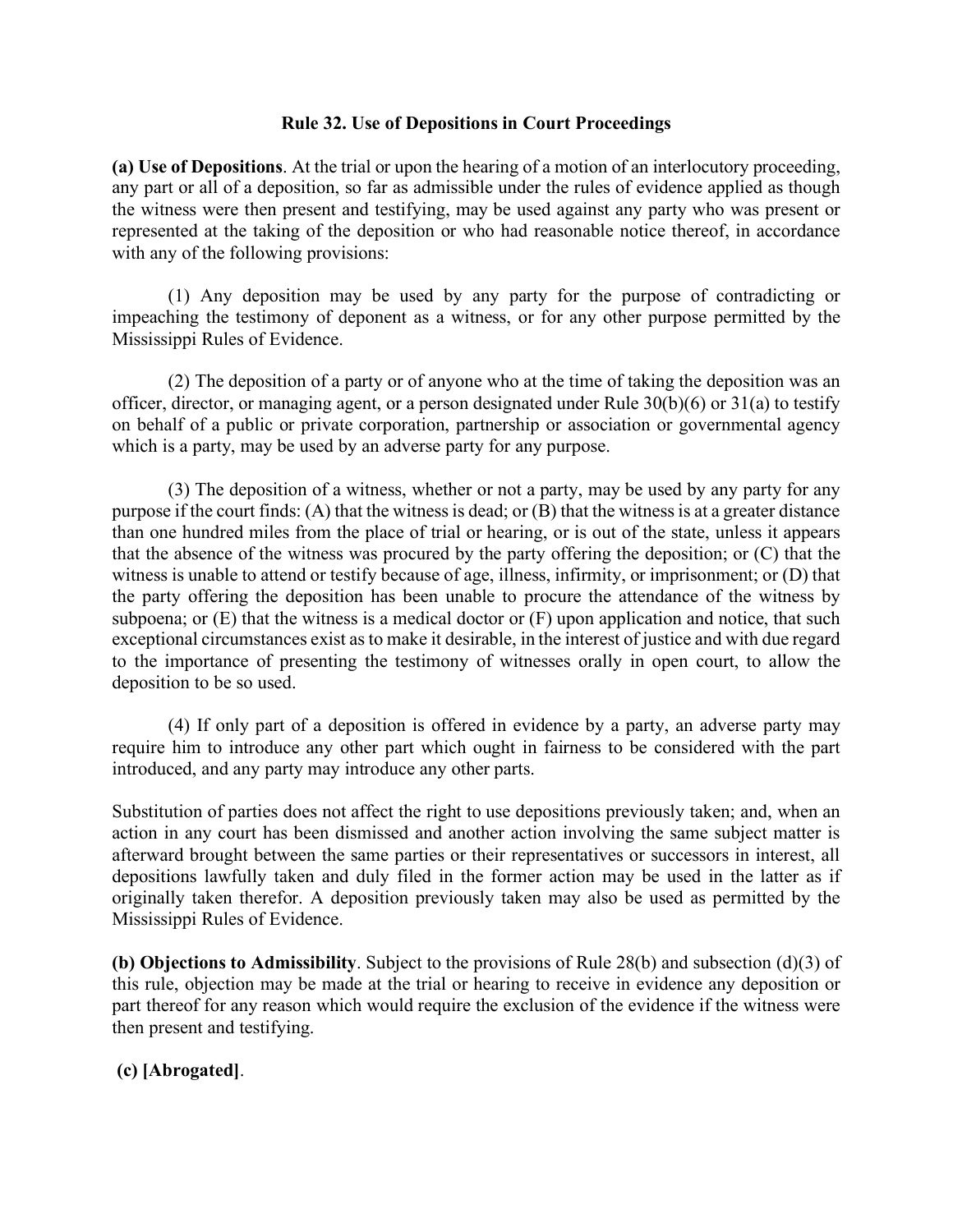# Rule 32. Use of Depositions in Court Proceedings

**(a) Use of Depositions**. At the trial or upon the hearing of a motion of an interlocutory proceeding, any part or all of a deposition, so far as admissible under the rules of evidence applied as though the witness were then present and testifying, may be used against any party who was present or represented at the taking of the deposition or who had reasonable notice thereof, in accordance with any of the following provisions:

(1) Any deposition may be used by any party for the purpose of contradicting or impeaching the testimony of deponent as a witness, or for any other purpose permitted by the Mississippi Rules of Evidence.

(2) The deposition of a party or of anyone who at the time of taking the deposition was an officer, director, or managing agent, or a person designated under Rule 30(b)(6) or 31(a) to testify on behalf of a public or private corporation, partnership or association or governmental agency which is a party, may be used by an adverse party for any purpose.

(3) The deposition of a witness, whether or not a party, may be used by any party for any purpose if the court finds: (A) that the witness is dead; or (B) that the witness is at a greater distance than one hundred miles from the place of trial or hearing, or is out of the state, unless it appears that the absence of the witness was procured by the party offering the deposition; or (C) that the witness is unable to attend or testify because of age, illness, infirmity, or imprisonment; or (D) that the party offering the deposition has been unable to procure the attendance of the witness by subpoena; or (E) that the witness is a medical doctor or (F) upon application and notice, that such exceptional circumstances exist as to make it desirable, in the interest of justice and with due regard to the importance of presenting the testimony of witnesses orally in open court, to allow the deposition to be so used.

(4) If only part of a deposition is offered in evidence by a party, an adverse party may require him to introduce any other part which ought in fairness to be considered with the part introduced, and any party may introduce any other parts.

Substitution of parties does not affect the right to use depositions previously taken; and, when an action in any court has been dismissed and another action involving the same subject matter is afterward brought between the same parties or their representatives or successors in interest, all depositions lawfully taken and duly filed in the former action may be used in the latter as if originally taken therefor. A deposition previously taken may also be used as permitted by the Mississippi Rules of Evidence.

**(b) Objections to Admissibility**. Subject to the provisions of Rule 28(b) and subsection (d)(3) of this rule, objection may be made at the trial or hearing to receive in evidence any deposition or part thereof for any reason which would require the exclusion of the evidence if the witness were then present and testifying.

**(c) [Abrogated]**.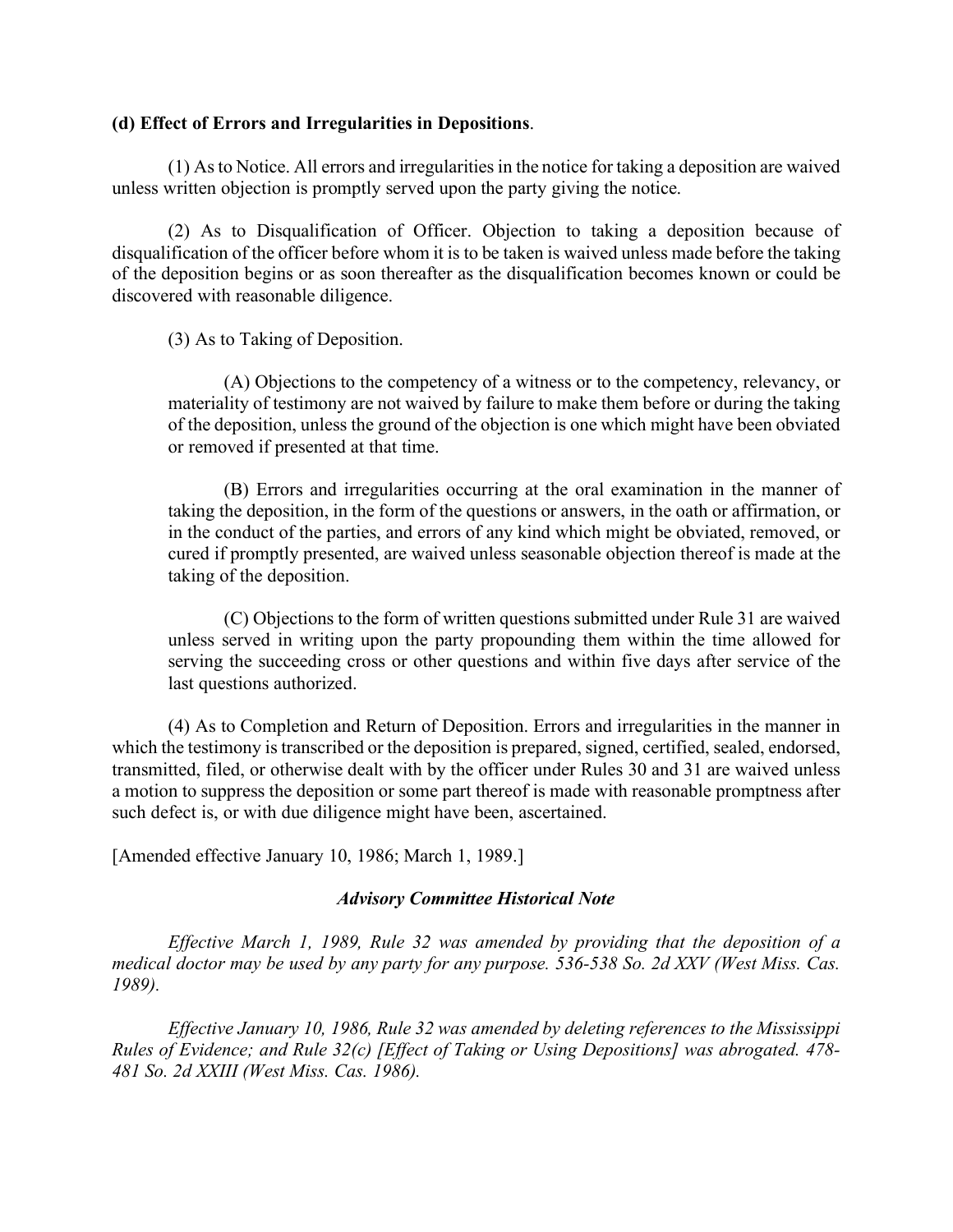**(d) Effect of Errors and Irregularities in Depositions**.

(1) As to Notice. All errors and irregularities in the notice for taking a deposition are waived unless written objection is promptly served upon the party giving the notice.

(2) As to Disqualification of Officer. Objection to taking a deposition because of disqualification of the officer before whom it is to be taken is waived unless made before the taking of the deposition begins or as soon thereafter as the disqualification becomes known or could be discovered with reasonable diligence.

(3) As to Taking of Deposition.

(A) Objections to the competency of a witness or to the competency, relevancy, or materiality of testimony are not waived by failure to make them before or during the taking of the deposition, unless the ground of the objection is one which might have been obviated or removed if presented at that time.

(B) Errors and irregularities occurring at the oral examination in the manner of taking the deposition, in the form of the questions or answers, in the oath or affirmation, or in the conduct of the parties, and errors of any kind which might be obviated, removed, or cured if promptly presented, are waived unless seasonable objection thereof is made at the taking of the deposition.

(C) Objections to the form of written questions submitted under Rule 31 are waived unless served in writing upon the party propounding them within the time allowed for serving the succeeding cross or other questions and within five days after service of the last questions authorized.

(4) As to Completion and Return of Deposition. Errors and irregularities in the manner in which the testimony is transcribed or the deposition is prepared, signed, certified, sealed, endorsed, transmitted, filed, or otherwise dealt with by the officer under Rules 30 and 31 are waived unless a motion to suppress the deposition or some part thereof is made with reasonable promptness after such defect is, or with due diligence might have been, ascertained.

[Amended effective January 10, 1986; March 1, 1989.]

### *Advisory Committee Historical Note*

*Effective March 1, 1989, Rule 32 was amended by providing that the deposition of a medical doctor may be used by any party for any purpose. 536-538 So. 2d XXV (West Miss. Cas. 1989).*

*Effective January 10, 1986, Rule 32 was amended by deleting references to the Mississippi Rules of Evidence; and Rule 32(c) [Effect of Taking or Using Depositions] was abrogated. 478-481 So. 2d XXIII (West Miss. Cas. 1986).*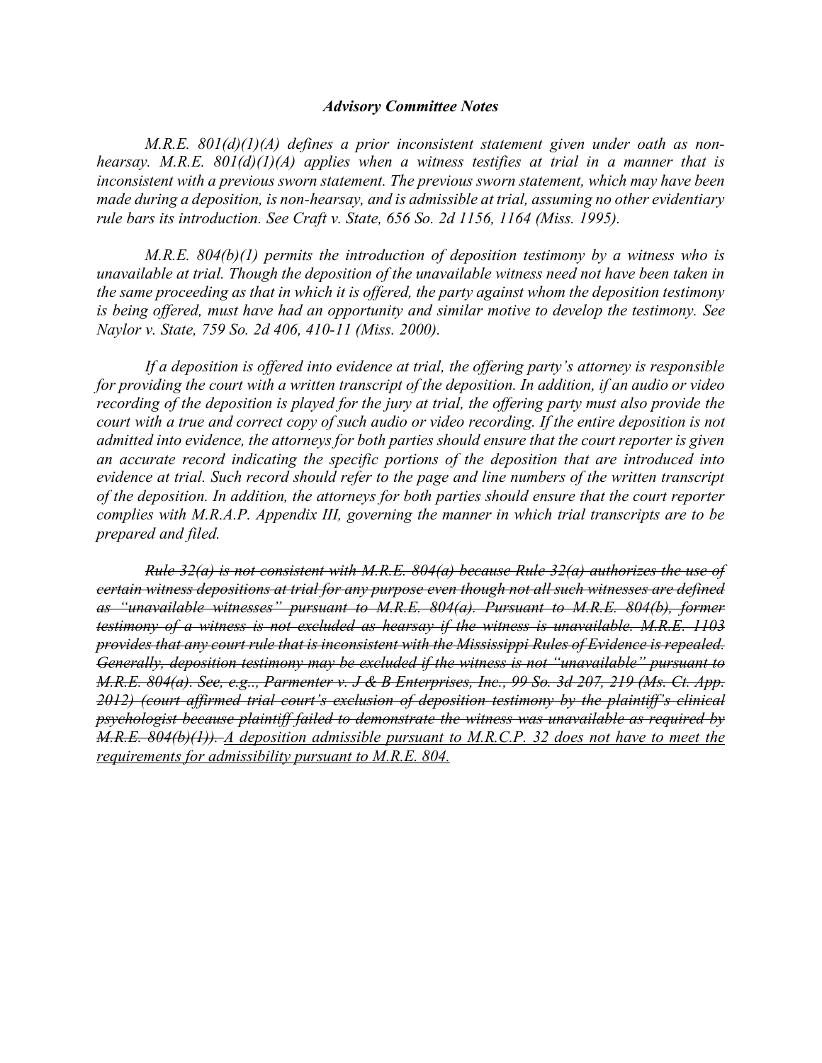***Advisory Committee Notes***

*M.R.E. 801(d)(1)(A) defines a prior inconsistent statement given under oath as non-hearsay. M.R.E. 801(d)(1)(A) applies when a witness testifies at trial in a manner that is inconsistent with a previous sworn statement. The previous sworn statement, which may have been made during a deposition, is non-hearsay, and is admissible at trial, assuming no other evidentiary rule bars its introduction. See Craft v. State, 656 So. 2d 1156, 1164 (Miss. 1995).*

*M.R.E. 804(b)(1) permits the introduction of deposition testimony by a witness who is unavailable at trial. Though the deposition of the unavailable witness need not have been taken in the same proceeding as that in which it is offered, the party against whom the deposition testimony is being offered, must have had an opportunity and similar motive to develop the testimony. See Naylor v. State, 759 So. 2d 406, 410-11 (Miss. 2000).*

*If a deposition is offered into evidence at trial, the offering party's attorney is responsible for providing the court with a written transcript of the deposition. In addition, if an audio or video recording of the deposition is played for the jury at trial, the offering party must also provide the court with a true and correct copy of such audio or video recording. If the entire deposition is not admitted into evidence, the attorneys for both parties should ensure that the court reporter is given an accurate record indicating the specific portions of the deposition that are introduced into evidence at trial. Such record should refer to the page and line numbers of the written transcript of the deposition. In addition, the attorneys for both parties should ensure that the court reporter complies with M.R.A.P. Appendix III, governing the manner in which trial transcripts are to be prepared and filed.*

*~~Rule 32(a) is not consistent with M.R.E. 804(a) because Rule 32(a) authorizes the use of certain witness depositions at trial for any purpose even though not all such witnesses are defined as "unavailable witnesses" pursuant to M.R.E. 804(a). Pursuant to M.R.E. 804(b), former testimony of a witness is not excluded as hearsay if the witness is unavailable. M.R.E. 1103 provides that any court rule that is inconsistent with the Mississippi Rules of Evidence is repealed. Generally, deposition testimony may be excluded if the witness is not "unavailable" pursuant to M.R.E. 804(a). See, e.g.., Parmenter v. J & B Enterprises, Inc., 99 So. 3d 207, 219 (Ms. Ct. App. 2012) (court affirmed trial court's exclusion of deposition testimony by the plaintiff's clinical psychologist because plaintiff failed to demonstrate the witness was unavailable as required by M.R.E. 804(b)(1)).~~ <u>A deposition admissible pursuant to M.R.C.P. 32 does not have to meet the requirements for admissibility pursuant to M.R.E. 804.</u>*